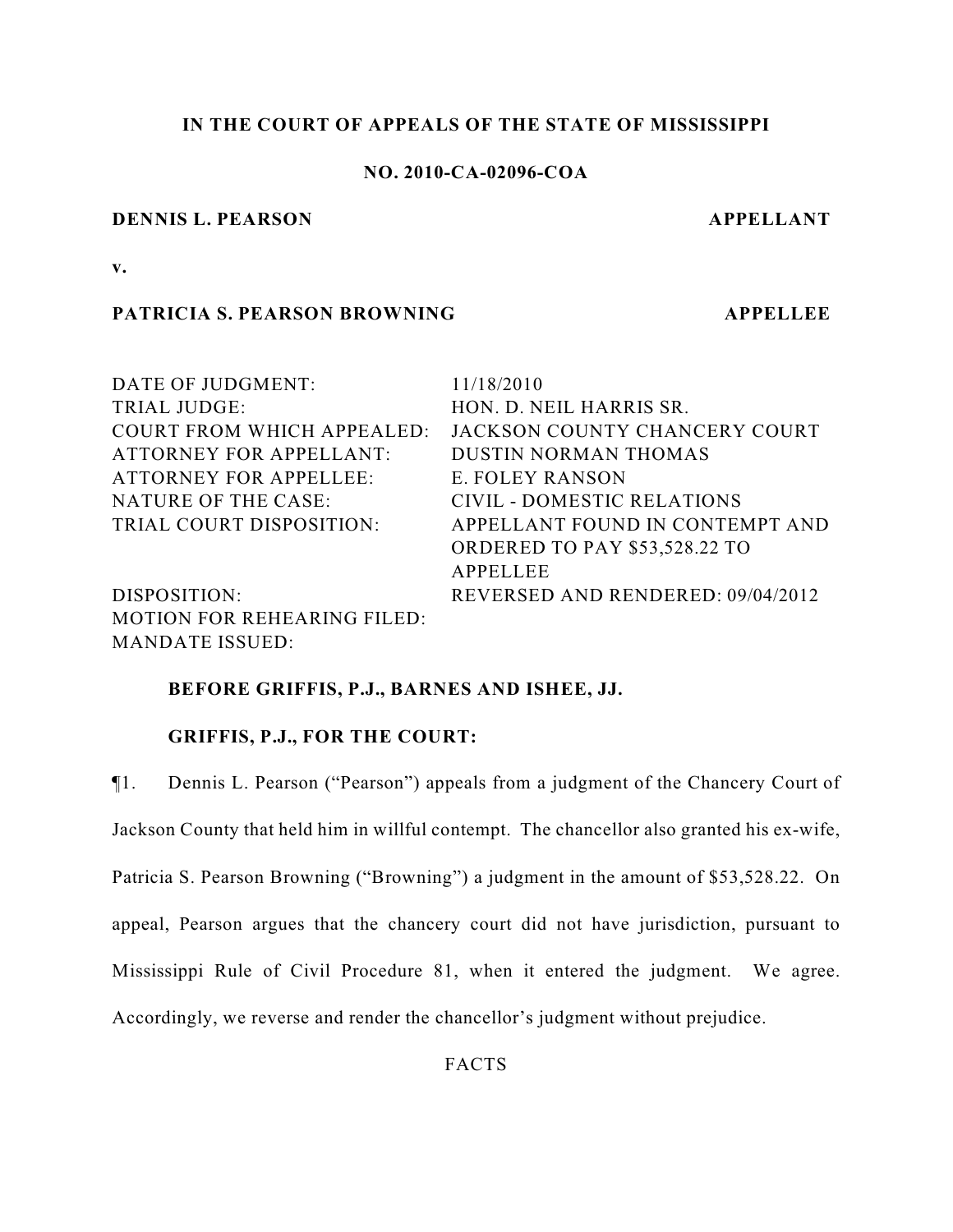**IN THE COURT OF APPEALS OF THE STATE OF MISSISSIPPI**

**NO. 2010-CA-02096-COA**

**DENNIS L. PEARSON** **APPELLANT**

**v.**

**PATRICIA S. PEARSON BROWNING** **APPELLEE**

| | |
|---|---|
| DATE OF JUDGMENT: | 11/18/2010 |
| TRIAL JUDGE: | HON. D. NEIL HARRIS SR. |
| COURT FROM WHICH APPEALED: | JACKSON COUNTY CHANCERY COURT |
| ATTORNEY FOR APPELLANT: | DUSTIN NORMAN THOMAS |
| ATTORNEY FOR APPELLEE: | E. FOLEY RANSON |
| NATURE OF THE CASE: | CIVIL - DOMESTIC RELATIONS |
| TRIAL COURT DISPOSITION: | APPELLANT FOUND IN CONTEMPT AND ORDERED TO PAY $53,528.22 TO APPELLEE |
| DISPOSITION: | REVERSED AND RENDERED: 09/04/2012 |
| MOTION FOR REHEARING FILED: | |
| MANDATE ISSUED: | |

**BEFORE GRIFFIS, P.J., BARNES AND ISHEE, JJ.**

**GRIFFIS, P.J., FOR THE COURT:**

¶1. Dennis L. Pearson ("Pearson") appeals from a judgment of the Chancery Court of Jackson County that held him in willful contempt. The chancellor also granted his ex-wife, Patricia S. Pearson Browning ("Browning") a judgment in the amount of $53,528.22. On appeal, Pearson argues that the chancery court did not have jurisdiction, pursuant to Mississippi Rule of Civil Procedure 81, when it entered the judgment. We agree. Accordingly, we reverse and render the chancellor's judgment without prejudice.

FACTS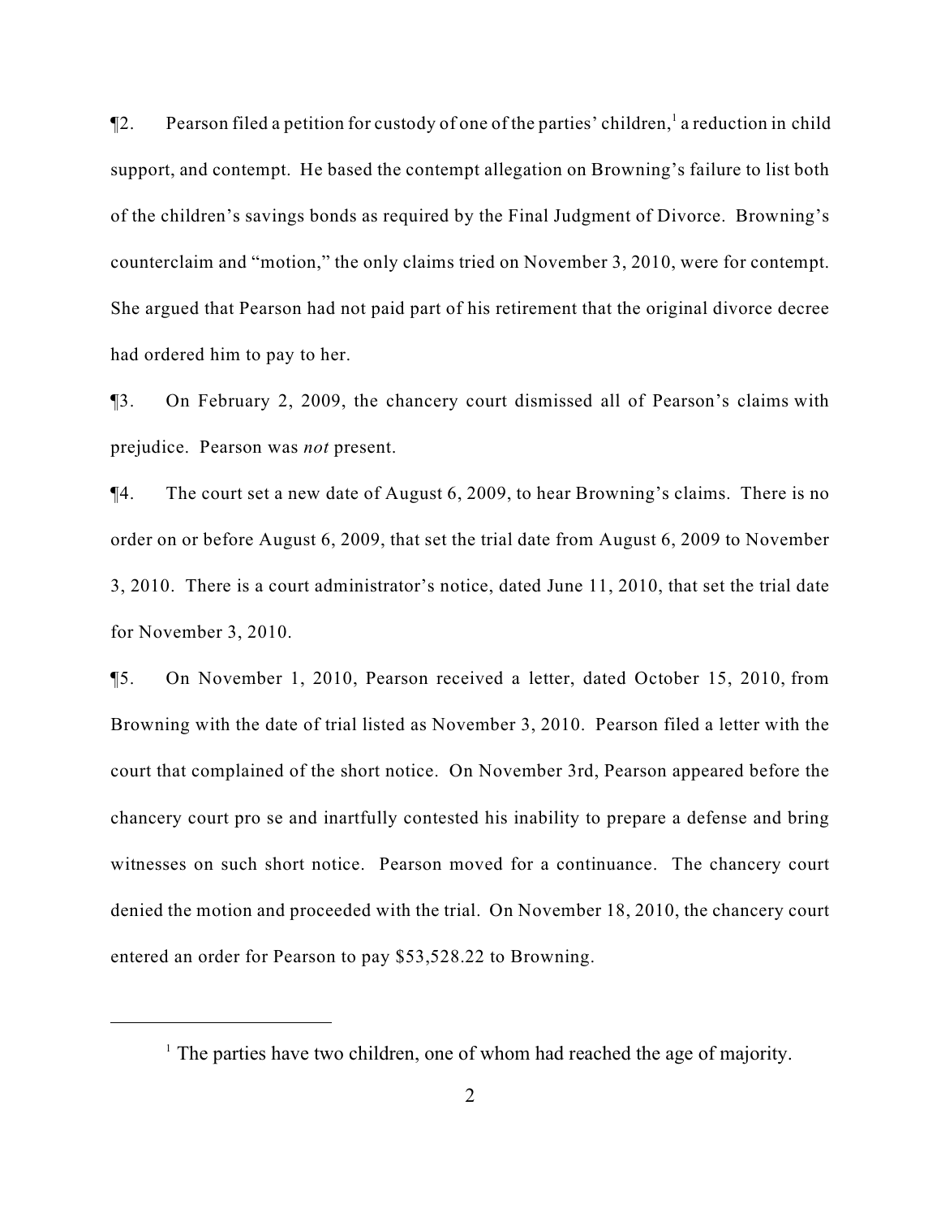¶2. Pearson filed a petition for custody of one of the parties' children,[1] a reduction in child support, and contempt. He based the contempt allegation on Browning's failure to list both of the children's savings bonds as required by the Final Judgment of Divorce. Browning's counterclaim and "motion," the only claims tried on November 3, 2010, were for contempt. She argued that Pearson had not paid part of his retirement that the original divorce decree had ordered him to pay to her.

¶3. On February 2, 2009, the chancery court dismissed all of Pearson's claims with prejudice. Pearson was *not* present.

¶4. The court set a new date of August 6, 2009, to hear Browning's claims. There is no order on or before August 6, 2009, that set the trial date from August 6, 2009 to November 3, 2010. There is a court administrator's notice, dated June 11, 2010, that set the trial date for November 3, 2010.

¶5. On November 1, 2010, Pearson received a letter, dated October 15, 2010, from Browning with the date of trial listed as November 3, 2010. Pearson filed a letter with the court that complained of the short notice. On November 3rd, Pearson appeared before the chancery court pro se and inartfully contested his inability to prepare a defense and bring witnesses on such short notice. Pearson moved for a continuance. The chancery court denied the motion and proceeded with the trial. On November 18, 2010, the chancery court entered an order for Pearson to pay $53,528.22 to Browning.

---

[1] The parties have two children, one of whom had reached the age of majority.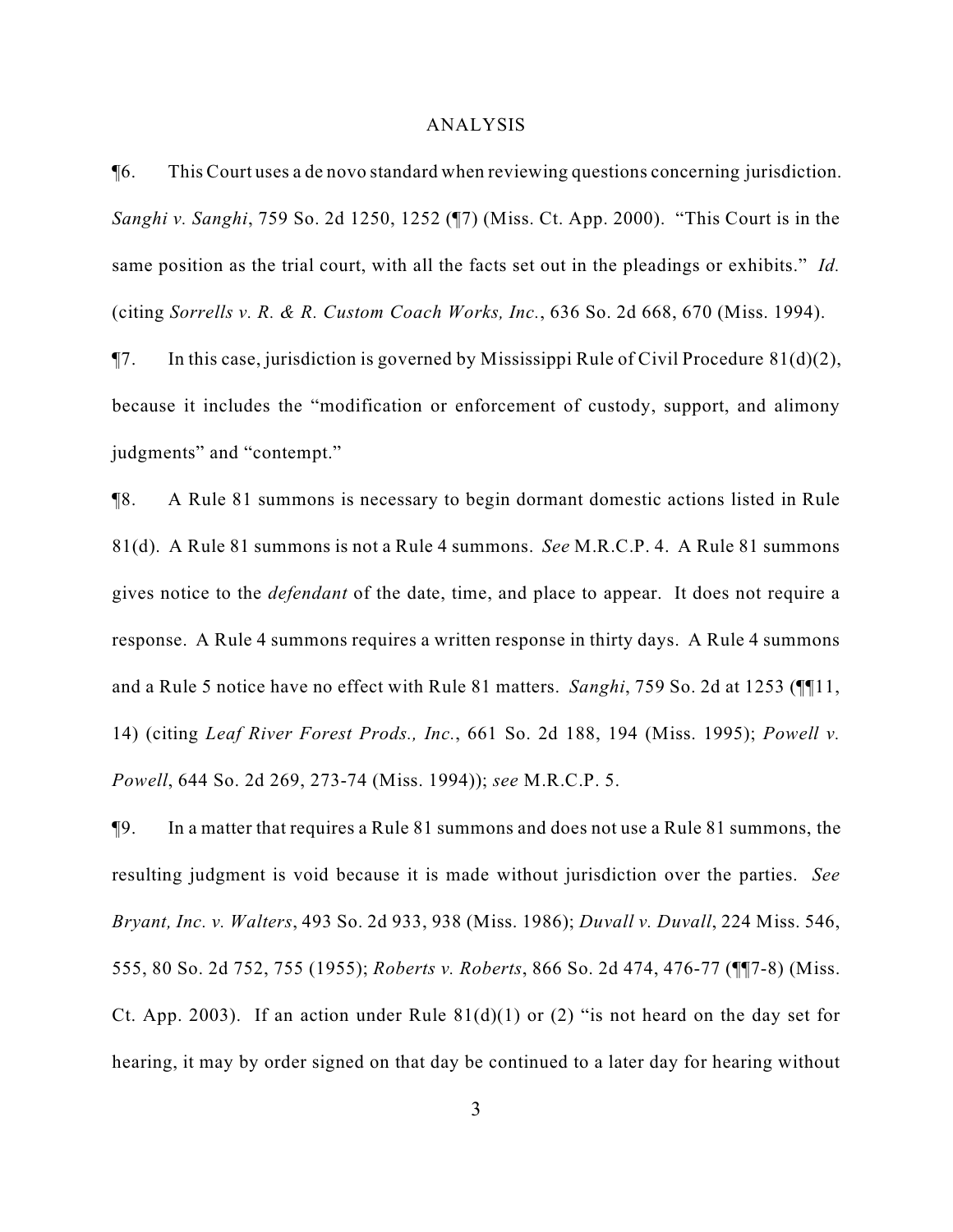ANALYSIS

¶6. This Court uses a de novo standard when reviewing questions concerning jurisdiction. *Sanghi v. Sanghi*, 759 So. 2d 1250, 1252 (¶7) (Miss. Ct. App. 2000). "This Court is in the same position as the trial court, with all the facts set out in the pleadings or exhibits." *Id.* (citing *Sorrells v. R. & R. Custom Coach Works, Inc.*, 636 So. 2d 668, 670 (Miss. 1994).

¶7. In this case, jurisdiction is governed by Mississippi Rule of Civil Procedure 81(d)(2), because it includes the "modification or enforcement of custody, support, and alimony judgments" and "contempt."

¶8. A Rule 81 summons is necessary to begin dormant domestic actions listed in Rule 81(d). A Rule 81 summons is not a Rule 4 summons. *See* M.R.C.P. 4. A Rule 81 summons gives notice to the *defendant* of the date, time, and place to appear. It does not require a response. A Rule 4 summons requires a written response in thirty days. A Rule 4 summons and a Rule 5 notice have no effect with Rule 81 matters. *Sanghi*, 759 So. 2d at 1253 (¶¶11, 14) (citing *Leaf River Forest Prods., Inc.*, 661 So. 2d 188, 194 (Miss. 1995); *Powell v. Powell*, 644 So. 2d 269, 273-74 (Miss. 1994)); *see* M.R.C.P. 5.

¶9. In a matter that requires a Rule 81 summons and does not use a Rule 81 summons, the resulting judgment is void because it is made without jurisdiction over the parties. *See Bryant, Inc. v. Walters*, 493 So. 2d 933, 938 (Miss. 1986); *Duvall v. Duvall*, 224 Miss. 546, 555, 80 So. 2d 752, 755 (1955); *Roberts v. Roberts*, 866 So. 2d 474, 476-77 (¶¶7-8) (Miss. Ct. App. 2003). If an action under Rule 81(d)(1) or (2) "is not heard on the day set for hearing, it may by order signed on that day be continued to a later day for hearing without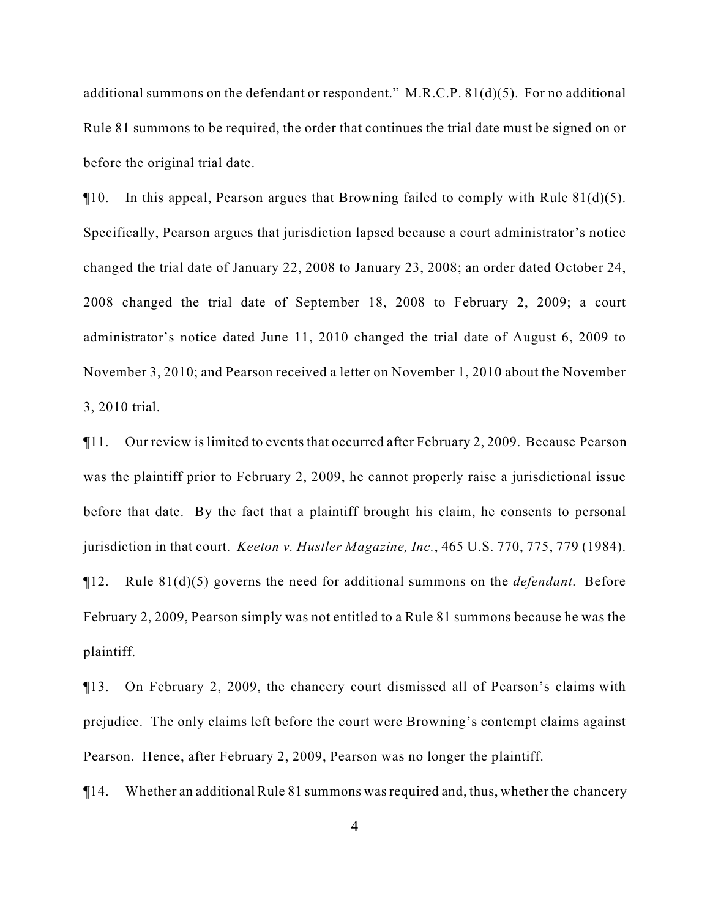additional summons on the defendant or respondent." M.R.C.P. 81(d)(5). For no additional Rule 81 summons to be required, the order that continues the trial date must be signed on or before the original trial date.

¶10. In this appeal, Pearson argues that Browning failed to comply with Rule 81(d)(5). Specifically, Pearson argues that jurisdiction lapsed because a court administrator's notice changed the trial date of January 22, 2008 to January 23, 2008; an order dated October 24, 2008 changed the trial date of September 18, 2008 to February 2, 2009; a court administrator's notice dated June 11, 2010 changed the trial date of August 6, 2009 to November 3, 2010; and Pearson received a letter on November 1, 2010 about the November 3, 2010 trial.

¶11. Our review is limited to events that occurred after February 2, 2009. Because Pearson was the plaintiff prior to February 2, 2009, he cannot properly raise a jurisdictional issue before that date. By the fact that a plaintiff brought his claim, he consents to personal jurisdiction in that court. *Keeton v. Hustler Magazine, Inc.*, 465 U.S. 770, 775, 779 (1984).

¶12. Rule 81(d)(5) governs the need for additional summons on the *defendant*. Before February 2, 2009, Pearson simply was not entitled to a Rule 81 summons because he was the plaintiff.

¶13. On February 2, 2009, the chancery court dismissed all of Pearson's claims with prejudice. The only claims left before the court were Browning's contempt claims against Pearson. Hence, after February 2, 2009, Pearson was no longer the plaintiff.

¶14. Whether an additional Rule 81 summons was required and, thus, whether the chancery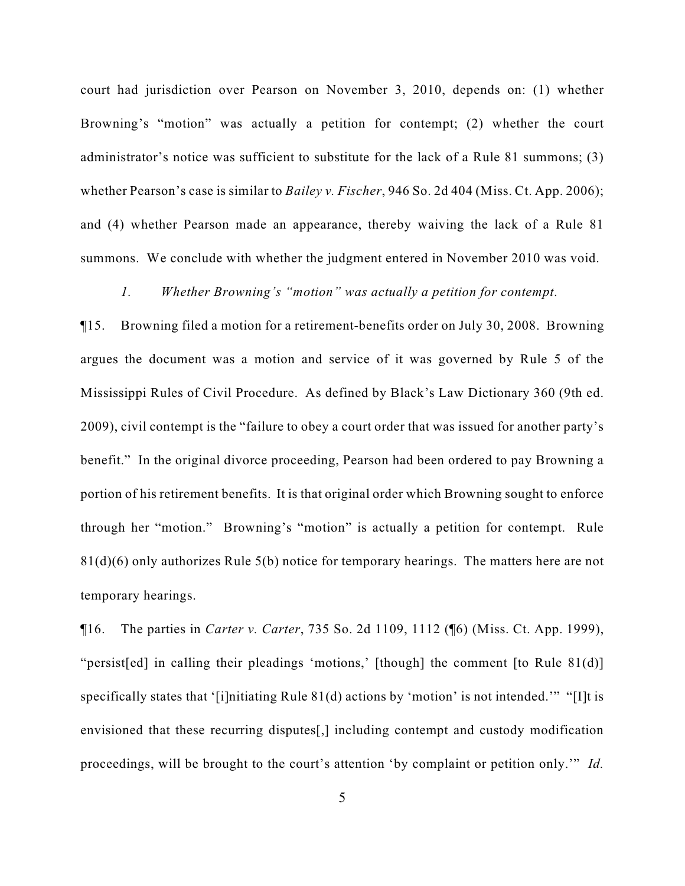court had jurisdiction over Pearson on November 3, 2010, depends on: (1) whether Browning's "motion" was actually a petition for contempt; (2) whether the court administrator's notice was sufficient to substitute for the lack of a Rule 81 summons; (3) whether Pearson's case is similar to *Bailey v. Fischer*, 946 So. 2d 404 (Miss. Ct. App. 2006); and (4) whether Pearson made an appearance, thereby waiving the lack of a Rule 81 summons. We conclude with whether the judgment entered in November 2010 was void.

*1. Whether Browning's "motion" was actually a petition for contempt.*

¶15. Browning filed a motion for a retirement-benefits order on July 30, 2008. Browning argues the document was a motion and service of it was governed by Rule 5 of the Mississippi Rules of Civil Procedure. As defined by Black's Law Dictionary 360 (9th ed. 2009), civil contempt is the "failure to obey a court order that was issued for another party's benefit." In the original divorce proceeding, Pearson had been ordered to pay Browning a portion of his retirement benefits. It is that original order which Browning sought to enforce through her "motion." Browning's "motion" is actually a petition for contempt. Rule 81(d)(6) only authorizes Rule 5(b) notice for temporary hearings. The matters here are not temporary hearings.

¶16. The parties in *Carter v. Carter*, 735 So. 2d 1109, 1112 (¶6) (Miss. Ct. App. 1999), "persist[ed] in calling their pleadings 'motions,' [though] the comment [to Rule 81(d)] specifically states that '[i]nitiating Rule 81(d) actions by 'motion' is not intended.'" "[I]t is envisioned that these recurring disputes[,] including contempt and custody modification proceedings, will be brought to the court's attention 'by complaint or petition only.'" *Id.*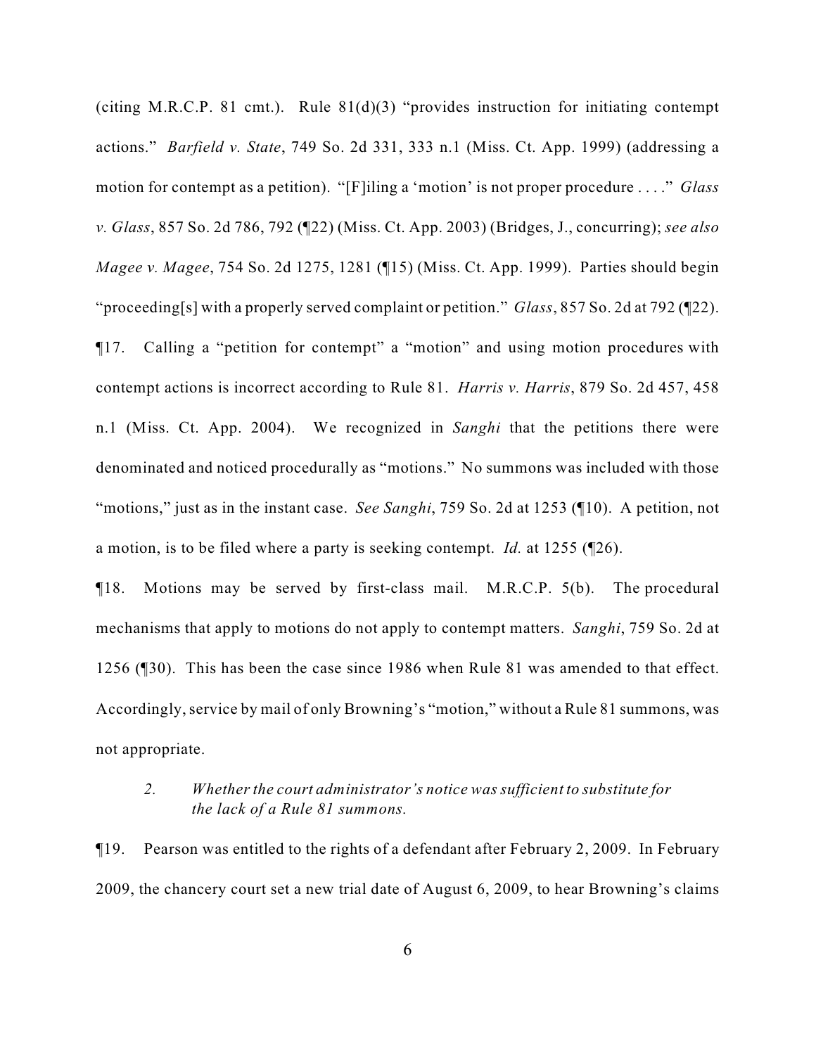(citing M.R.C.P. 81 cmt.). Rule 81(d)(3) "provides instruction for initiating contempt actions." *Barfield v. State*, 749 So. 2d 331, 333 n.1 (Miss. Ct. App. 1999) (addressing a motion for contempt as a petition). "[F]iling a 'motion' is not proper procedure . . . ." *Glass v. Glass*, 857 So. 2d 786, 792 (¶22) (Miss. Ct. App. 2003) (Bridges, J., concurring); *see also Magee v. Magee*, 754 So. 2d 1275, 1281 (¶15) (Miss. Ct. App. 1999). Parties should begin "proceeding[s] with a properly served complaint or petition." *Glass*, 857 So. 2d at 792 (¶22).

¶17. Calling a "petition for contempt" a "motion" and using motion procedures with contempt actions is incorrect according to Rule 81. *Harris v. Harris*, 879 So. 2d 457, 458 n.1 (Miss. Ct. App. 2004). We recognized in *Sanghi* that the petitions there were denominated and noticed procedurally as "motions." No summons was included with those "motions," just as in the instant case. *See Sanghi*, 759 So. 2d at 1253 (¶10). A petition, not a motion, is to be filed where a party is seeking contempt. *Id.* at 1255 (¶26).

¶18. Motions may be served by first-class mail. M.R.C.P. 5(b). The procedural mechanisms that apply to motions do not apply to contempt matters. *Sanghi*, 759 So. 2d at 1256 (¶30). This has been the case since 1986 when Rule 81 was amended to that effect. Accordingly, service by mail of only Browning's "motion," without a Rule 81 summons, was not appropriate.

*2. Whether the court administrator's notice was sufficient to substitute for the lack of a Rule 81 summons.*

¶19. Pearson was entitled to the rights of a defendant after February 2, 2009. In February 2009, the chancery court set a new trial date of August 6, 2009, to hear Browning's claims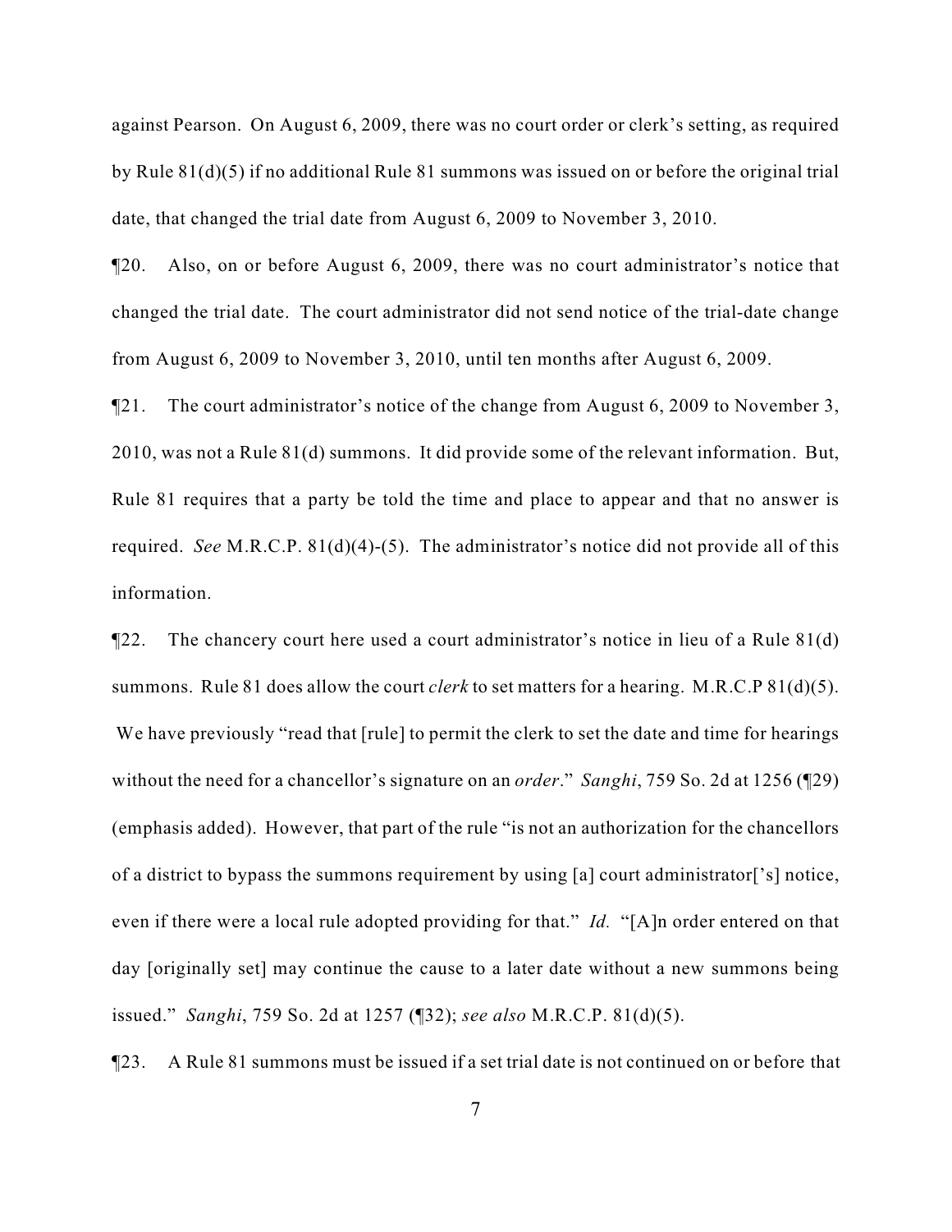against Pearson. On August 6, 2009, there was no court order or clerk's setting, as required by Rule 81(d)(5) if no additional Rule 81 summons was issued on or before the original trial date, that changed the trial date from August 6, 2009 to November 3, 2010.

¶20. Also, on or before August 6, 2009, there was no court administrator's notice that changed the trial date. The court administrator did not send notice of the trial-date change from August 6, 2009 to November 3, 2010, until ten months after August 6, 2009.

¶21. The court administrator's notice of the change from August 6, 2009 to November 3, 2010, was not a Rule 81(d) summons. It did provide some of the relevant information. But, Rule 81 requires that a party be told the time and place to appear and that no answer is required. *See* M.R.C.P. 81(d)(4)-(5). The administrator's notice did not provide all of this information.

¶22. The chancery court here used a court administrator's notice in lieu of a Rule 81(d) summons. Rule 81 does allow the court *clerk* to set matters for a hearing. M.R.C.P 81(d)(5). We have previously "read that [rule] to permit the clerk to set the date and time for hearings without the need for a chancellor's signature on an *order*." *Sanghi*, 759 So. 2d at 1256 (¶29) (emphasis added). However, that part of the rule "is not an authorization for the chancellors of a district to bypass the summons requirement by using [a] court administrator['s] notice, even if there were a local rule adopted providing for that." *Id.* "[A]n order entered on that day [originally set] may continue the cause to a later date without a new summons being issued." *Sanghi*, 759 So. 2d at 1257 (¶32); *see also* M.R.C.P. 81(d)(5).

¶23. A Rule 81 summons must be issued if a set trial date is not continued on or before that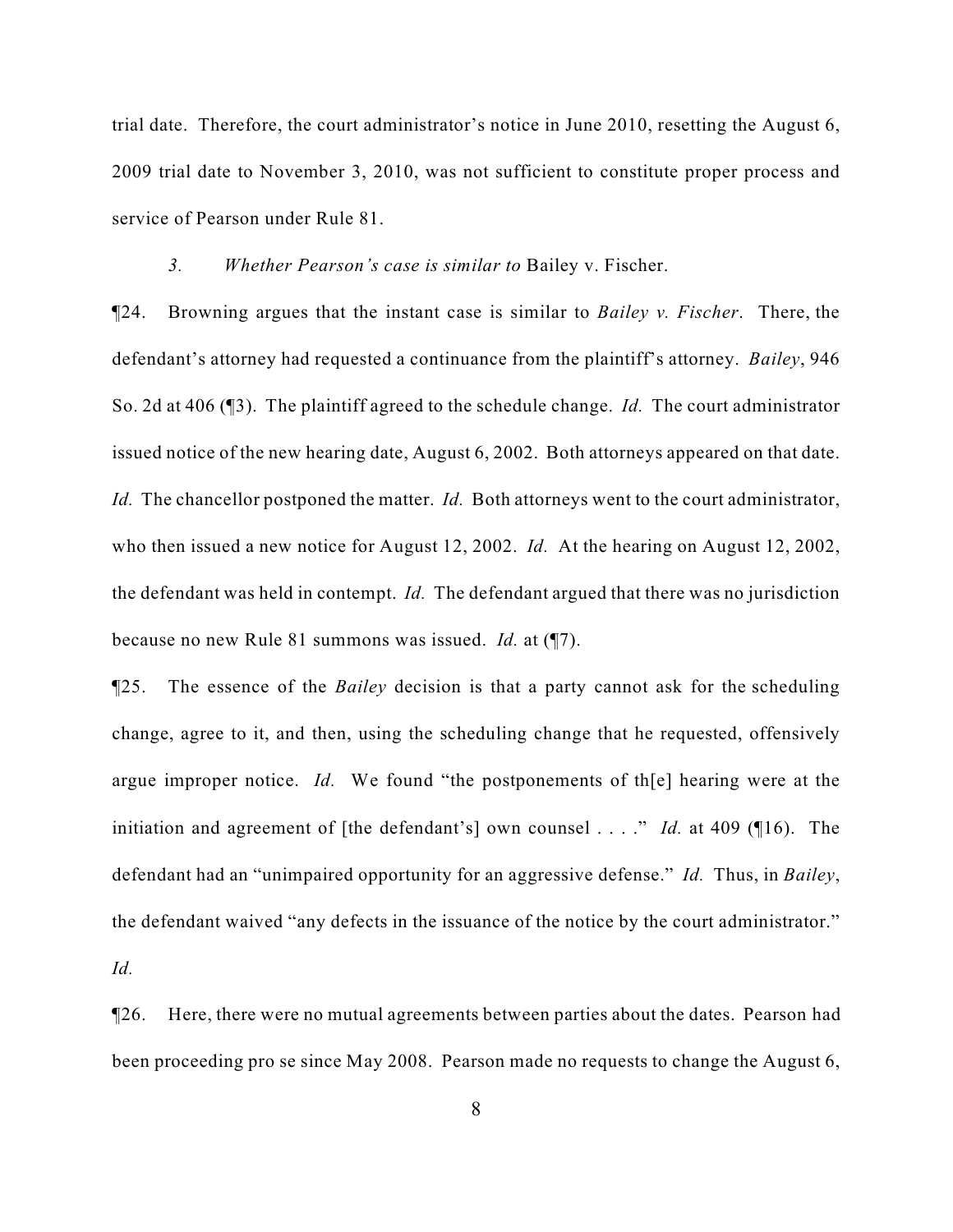trial date. Therefore, the court administrator's notice in June 2010, resetting the August 6, 2009 trial date to November 3, 2010, was not sufficient to constitute proper process and service of Pearson under Rule 81.

*3. Whether Pearson's case is similar to* Bailey v. Fischer.

¶24. Browning argues that the instant case is similar to *Bailey v. Fischer*. There, the defendant's attorney had requested a continuance from the plaintiff's attorney. *Bailey*, 946 So. 2d at 406 (¶3). The plaintiff agreed to the schedule change. *Id.* The court administrator issued notice of the new hearing date, August 6, 2002. Both attorneys appeared on that date. *Id.* The chancellor postponed the matter. *Id.* Both attorneys went to the court administrator, who then issued a new notice for August 12, 2002. *Id.* At the hearing on August 12, 2002, the defendant was held in contempt. *Id.* The defendant argued that there was no jurisdiction because no new Rule 81 summons was issued. *Id.* at (¶7).

¶25. The essence of the *Bailey* decision is that a party cannot ask for the scheduling change, agree to it, and then, using the scheduling change that he requested, offensively argue improper notice. *Id.* We found "the postponements of th[e] hearing were at the initiation and agreement of [the defendant's] own counsel . . . ." *Id.* at 409 (¶16). The defendant had an "unimpaired opportunity for an aggressive defense." *Id.* Thus, in *Bailey*, the defendant waived "any defects in the issuance of the notice by the court administrator." *Id.*

¶26. Here, there were no mutual agreements between parties about the dates. Pearson had been proceeding pro se since May 2008. Pearson made no requests to change the August 6,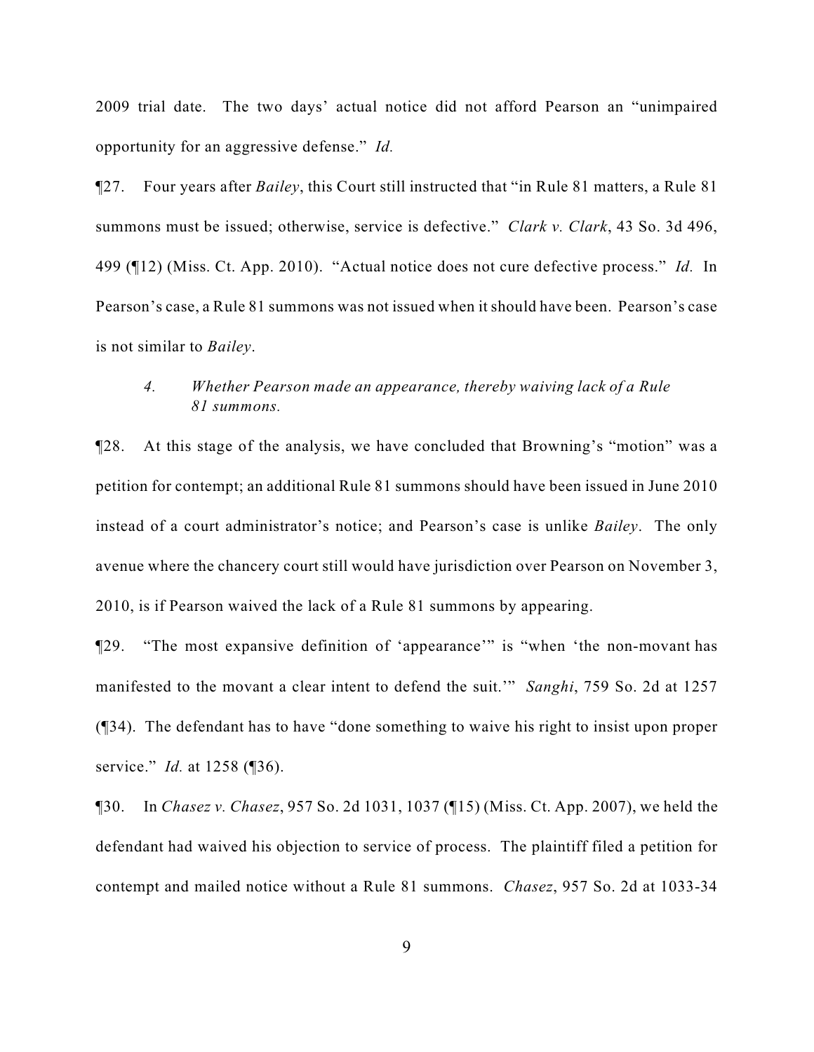2009 trial date. The two days' actual notice did not afford Pearson an "unimpaired opportunity for an aggressive defense." *Id.*

¶27. Four years after *Bailey*, this Court still instructed that "in Rule 81 matters, a Rule 81 summons must be issued; otherwise, service is defective." *Clark v. Clark*, 43 So. 3d 496, 499 (¶12) (Miss. Ct. App. 2010). "Actual notice does not cure defective process." *Id.* In Pearson's case, a Rule 81 summons was not issued when it should have been. Pearson's case is not similar to *Bailey*.

*4. Whether Pearson made an appearance, thereby waiving lack of a Rule 81 summons.*

¶28. At this stage of the analysis, we have concluded that Browning's "motion" was a petition for contempt; an additional Rule 81 summons should have been issued in June 2010 instead of a court administrator's notice; and Pearson's case is unlike *Bailey*. The only avenue where the chancery court still would have jurisdiction over Pearson on November 3, 2010, is if Pearson waived the lack of a Rule 81 summons by appearing.

¶29. "The most expansive definition of 'appearance'" is "when 'the non-movant has manifested to the movant a clear intent to defend the suit.'" *Sanghi*, 759 So. 2d at 1257 (¶34). The defendant has to have "done something to waive his right to insist upon proper service." *Id.* at 1258 (¶36).

¶30. In *Chasez v. Chasez*, 957 So. 2d 1031, 1037 (¶15) (Miss. Ct. App. 2007), we held the defendant had waived his objection to service of process. The plaintiff filed a petition for contempt and mailed notice without a Rule 81 summons. *Chasez*, 957 So. 2d at 1033-34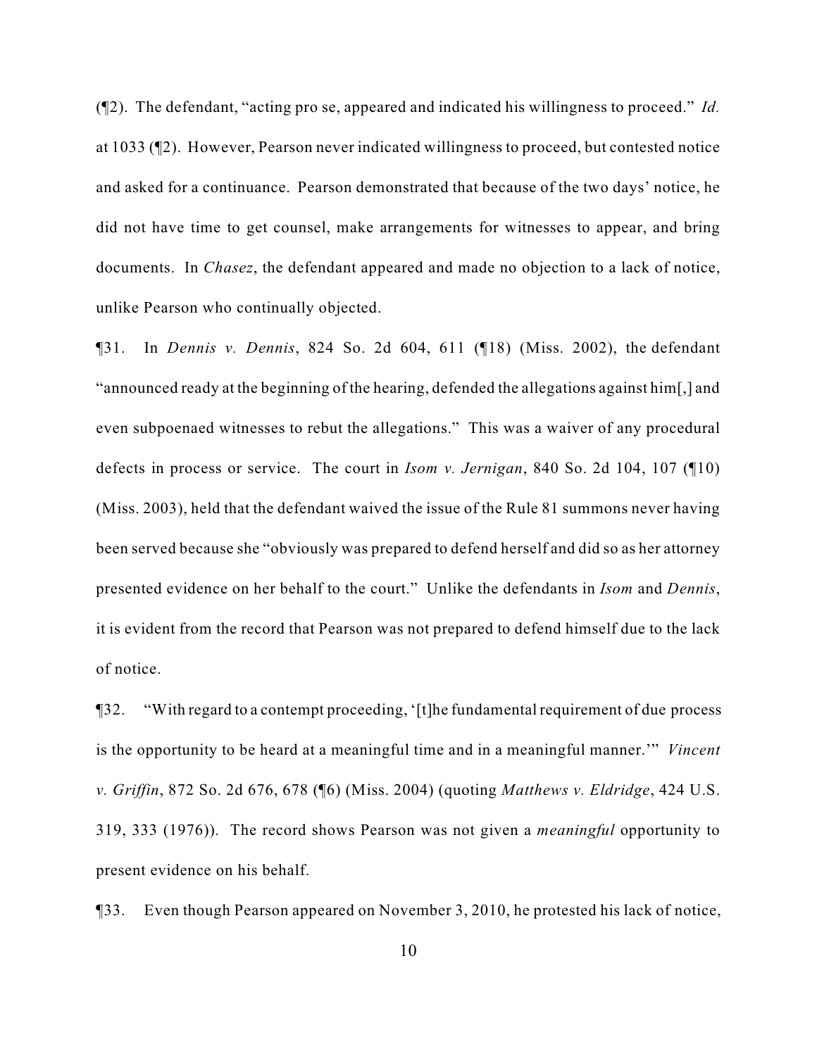(¶2). The defendant, "acting pro se, appeared and indicated his willingness to proceed." *Id.* at 1033 (¶2). However, Pearson never indicated willingness to proceed, but contested notice and asked for a continuance. Pearson demonstrated that because of the two days' notice, he did not have time to get counsel, make arrangements for witnesses to appear, and bring documents. In *Chasez*, the defendant appeared and made no objection to a lack of notice, unlike Pearson who continually objected.

¶31. In *Dennis v. Dennis*, 824 So. 2d 604, 611 (¶18) (Miss. 2002), the defendant "announced ready at the beginning of the hearing, defended the allegations against him[,] and even subpoenaed witnesses to rebut the allegations." This was a waiver of any procedural defects in process or service. The court in *Isom v. Jernigan*, 840 So. 2d 104, 107 (¶10) (Miss. 2003), held that the defendant waived the issue of the Rule 81 summons never having been served because she "obviously was prepared to defend herself and did so as her attorney presented evidence on her behalf to the court." Unlike the defendants in *Isom* and *Dennis*, it is evident from the record that Pearson was not prepared to defend himself due to the lack of notice.

¶32. "With regard to a contempt proceeding, '[t]he fundamental requirement of due process is the opportunity to be heard at a meaningful time and in a meaningful manner.'" *Vincent v. Griffin*, 872 So. 2d 676, 678 (¶6) (Miss. 2004) (quoting *Matthews v. Eldridge*, 424 U.S. 319, 333 (1976)). The record shows Pearson was not given a *meaningful* opportunity to present evidence on his behalf.

¶33. Even though Pearson appeared on November 3, 2010, he protested his lack of notice,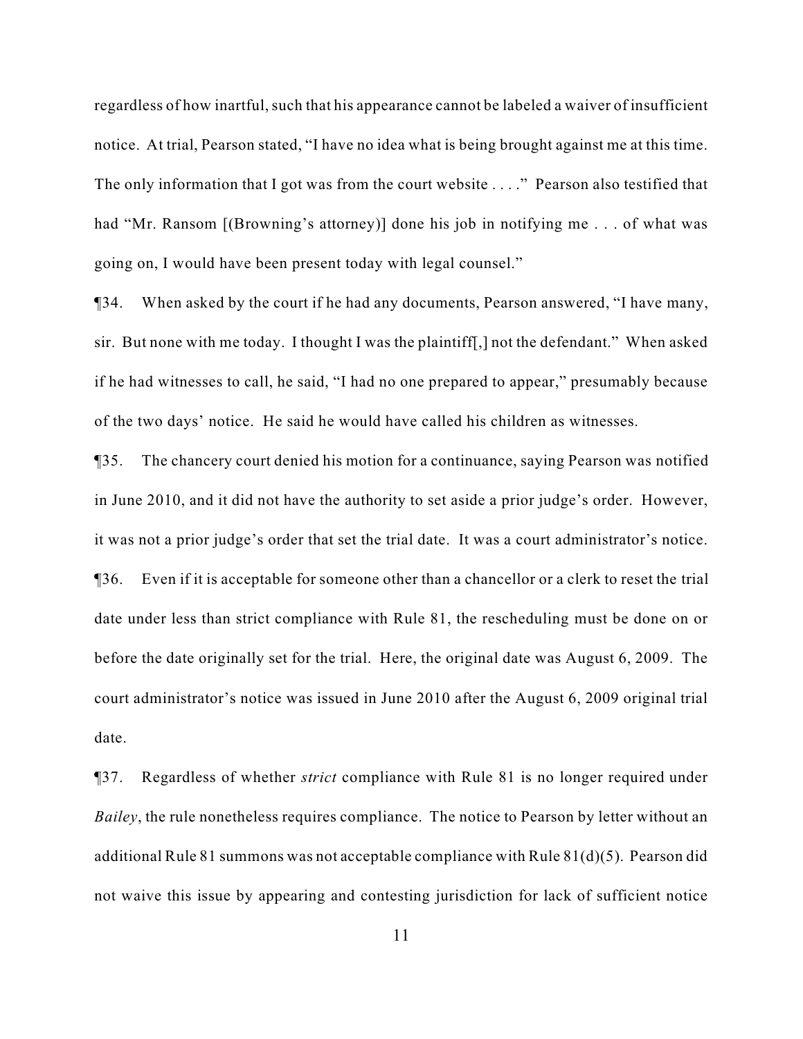regardless of how inartful, such that his appearance cannot be labeled a waiver of insufficient notice. At trial, Pearson stated, "I have no idea what is being brought against me at this time. The only information that I got was from the court website . . . ." Pearson also testified that had "Mr. Ransom [(Browning's attorney)] done his job in notifying me . . . of what was going on, I would have been present today with legal counsel."

¶34. When asked by the court if he had any documents, Pearson answered, "I have many, sir. But none with me today. I thought I was the plaintiff[,] not the defendant." When asked if he had witnesses to call, he said, "I had no one prepared to appear," presumably because of the two days' notice. He said he would have called his children as witnesses.

¶35. The chancery court denied his motion for a continuance, saying Pearson was notified in June 2010, and it did not have the authority to set aside a prior judge's order. However, it was not a prior judge's order that set the trial date. It was a court administrator's notice.

¶36. Even if it is acceptable for someone other than a chancellor or a clerk to reset the trial date under less than strict compliance with Rule 81, the rescheduling must be done on or before the date originally set for the trial. Here, the original date was August 6, 2009. The court administrator's notice was issued in June 2010 after the August 6, 2009 original trial date.

¶37. Regardless of whether *strict* compliance with Rule 81 is no longer required under *Bailey*, the rule nonetheless requires compliance. The notice to Pearson by letter without an additional Rule 81 summons was not acceptable compliance with Rule 81(d)(5). Pearson did not waive this issue by appearing and contesting jurisdiction for lack of sufficient notice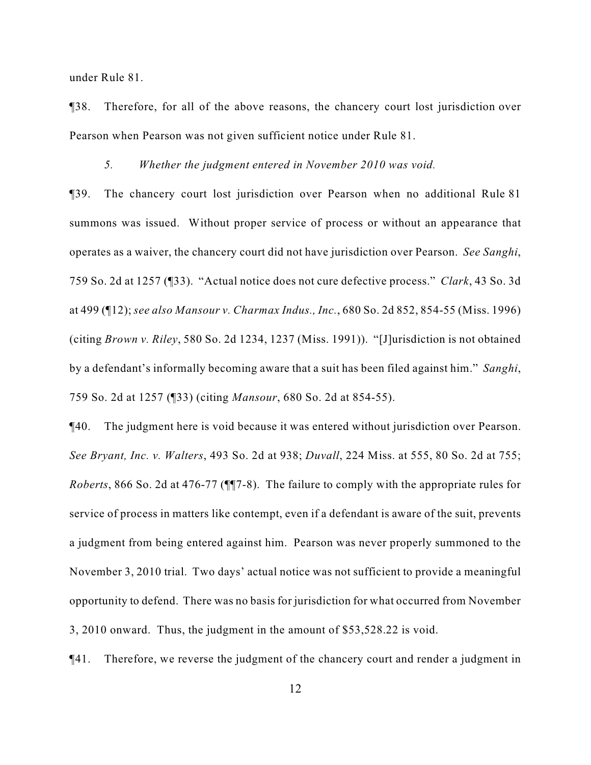under Rule 81.

¶38. Therefore, for all of the above reasons, the chancery court lost jurisdiction over Pearson when Pearson was not given sufficient notice under Rule 81.

*5. Whether the judgment entered in November 2010 was void.*

¶39. The chancery court lost jurisdiction over Pearson when no additional Rule 81 summons was issued. Without proper service of process or without an appearance that operates as a waiver, the chancery court did not have jurisdiction over Pearson. *See Sanghi*, 759 So. 2d at 1257 (¶33). "Actual notice does not cure defective process." *Clark*, 43 So. 3d at 499 (¶12); *see also Mansour v. Charmax Indus., Inc.*, 680 So. 2d 852, 854-55 (Miss. 1996) (citing *Brown v. Riley*, 580 So. 2d 1234, 1237 (Miss. 1991)). "[J]urisdiction is not obtained by a defendant's informally becoming aware that a suit has been filed against him." *Sanghi*, 759 So. 2d at 1257 (¶33) (citing *Mansour*, 680 So. 2d at 854-55).

¶40. The judgment here is void because it was entered without jurisdiction over Pearson. *See Bryant, Inc. v. Walters*, 493 So. 2d at 938; *Duvall*, 224 Miss. at 555, 80 So. 2d at 755; *Roberts*, 866 So. 2d at 476-77 (¶¶7-8). The failure to comply with the appropriate rules for service of process in matters like contempt, even if a defendant is aware of the suit, prevents a judgment from being entered against him. Pearson was never properly summoned to the November 3, 2010 trial. Two days' actual notice was not sufficient to provide a meaningful opportunity to defend. There was no basis for jurisdiction for what occurred from November 3, 2010 onward. Thus, the judgment in the amount of $53,528.22 is void.

¶41. Therefore, we reverse the judgment of the chancery court and render a judgment in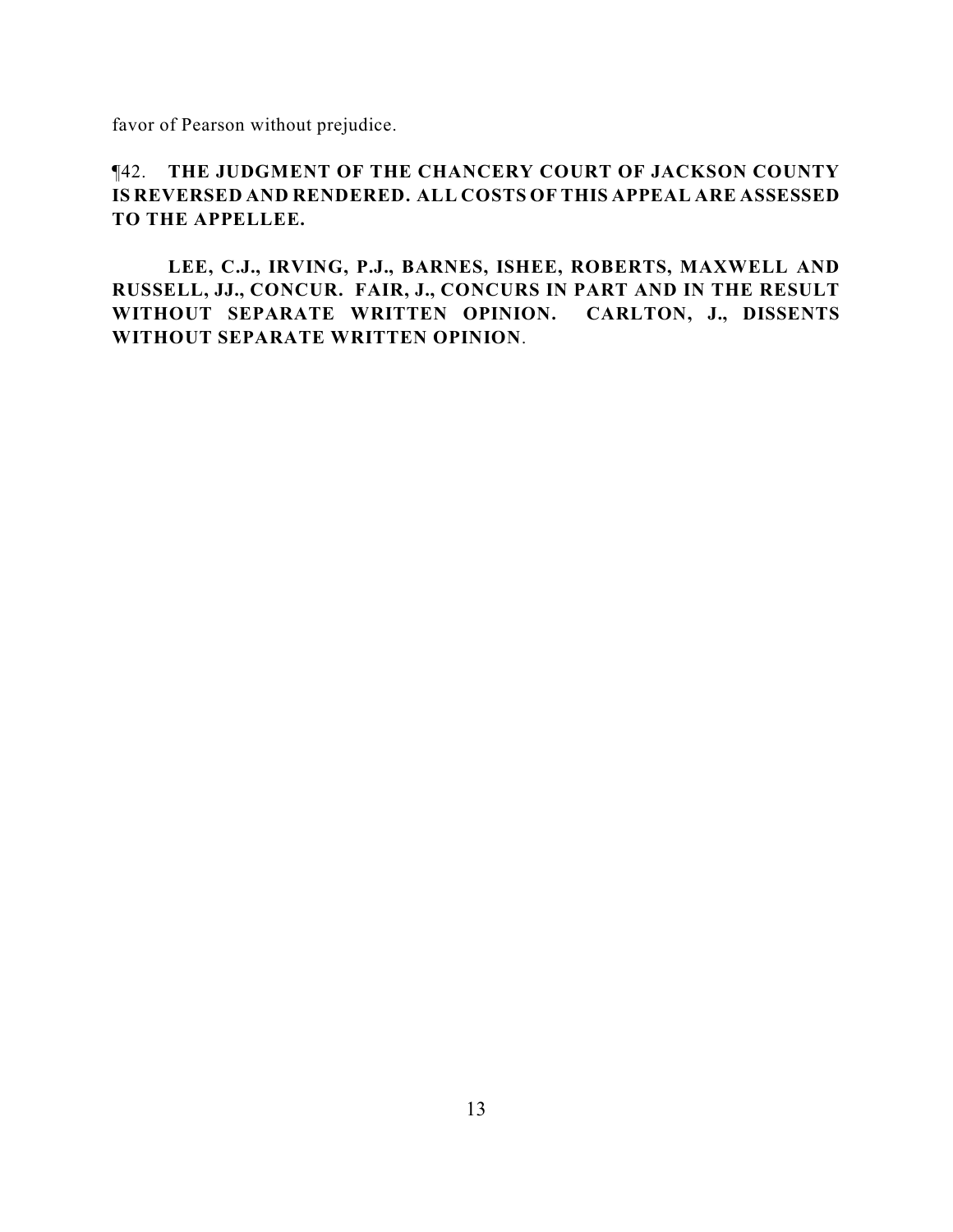favor of Pearson without prejudice.

¶42. **THE JUDGMENT OF THE CHANCERY COURT OF JACKSON COUNTY IS REVERSED AND RENDERED. ALL COSTS OF THIS APPEAL ARE ASSESSED TO THE APPELLEE.**

**LEE, C.J., IRVING, P.J., BARNES, ISHEE, ROBERTS, MAXWELL AND RUSSELL, JJ., CONCUR. FAIR, J., CONCURS IN PART AND IN THE RESULT WITHOUT SEPARATE WRITTEN OPINION. CARLTON, J., DISSENTS WITHOUT SEPARATE WRITTEN OPINION**.